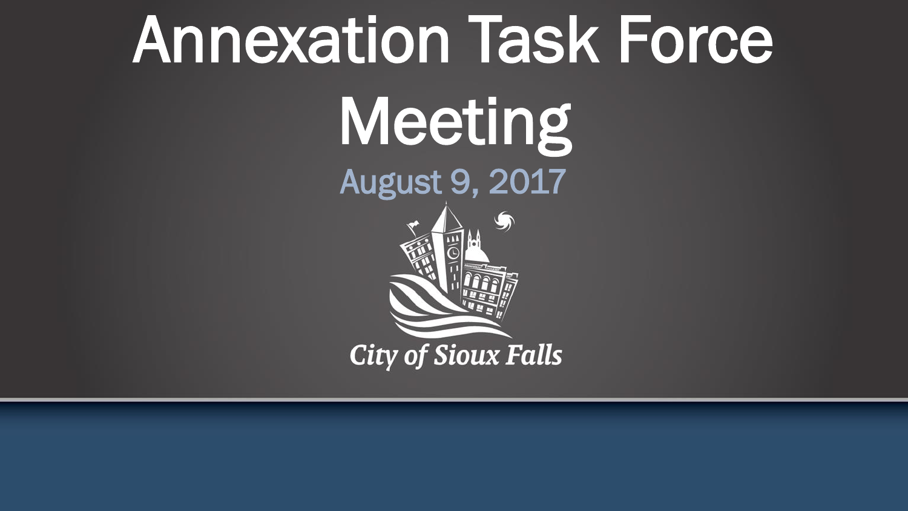# Annexation Task Force Meeting

## August 9, 2017

City of Sioux Falls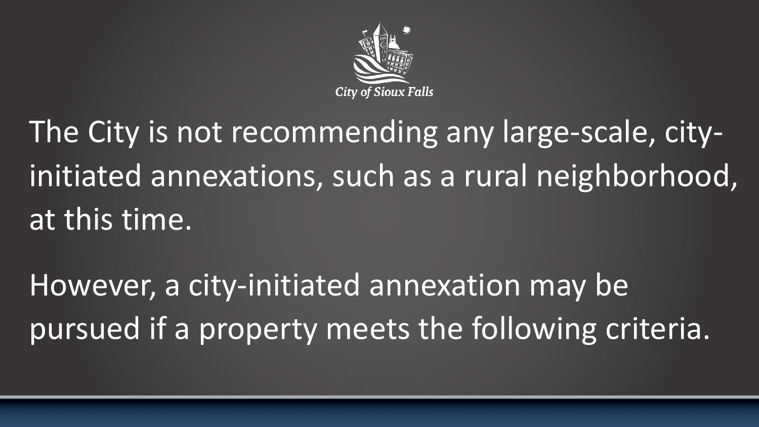City of Sioux Falls

The City is not recommending any large-scale, city-initiated annexations, such as a rural neighborhood, at this time.

However, a city-initiated annexation may be pursued if a property meets the following criteria.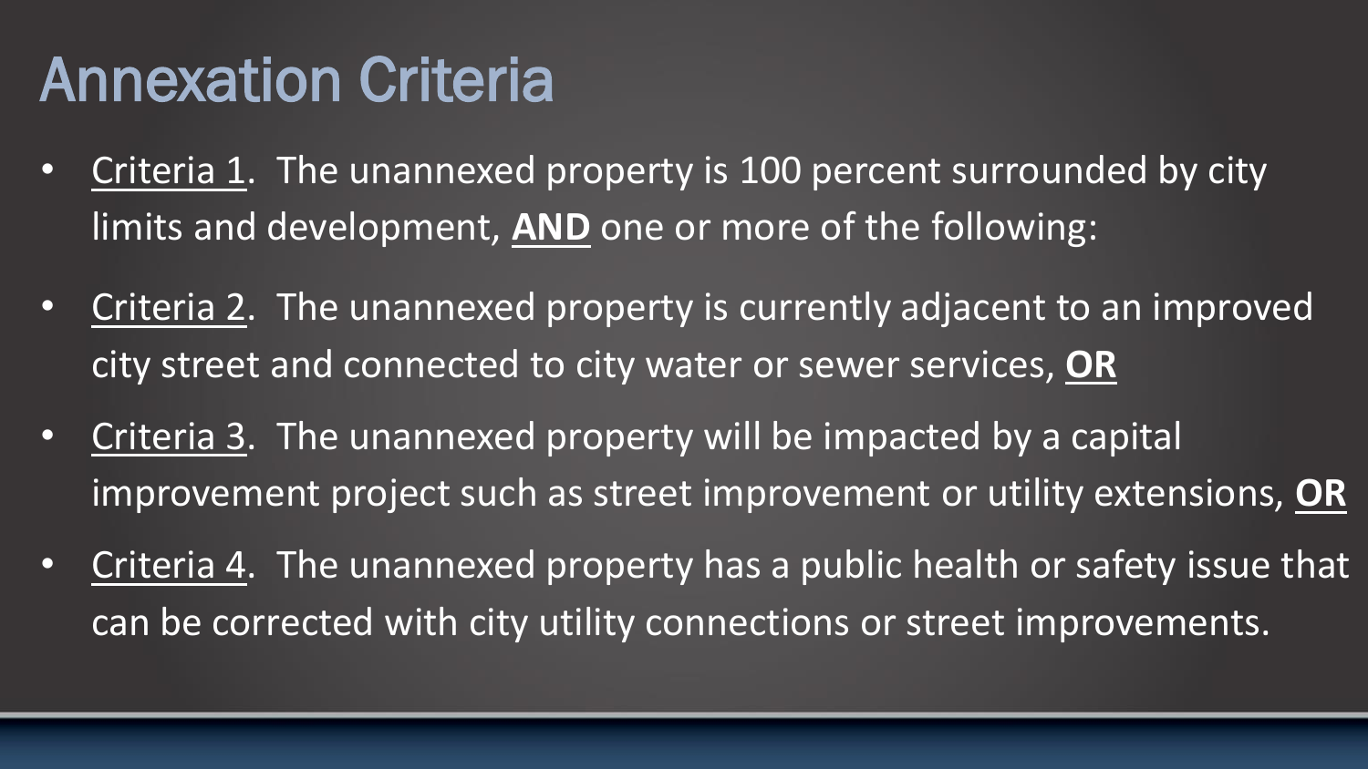# Annexation Criteria

- Criteria 1. The unannexed property is 100 percent surrounded by city limits and development, **AND** one or more of the following:
- Criteria 2. The unannexed property is currently adjacent to an improved city street and connected to city water or sewer services, **OR**
- Criteria 3. The unannexed property will be impacted by a capital improvement project such as street improvement or utility extensions, **OR**
- Criteria 4. The unannexed property has a public health or safety issue that can be corrected with city utility connections or street improvements.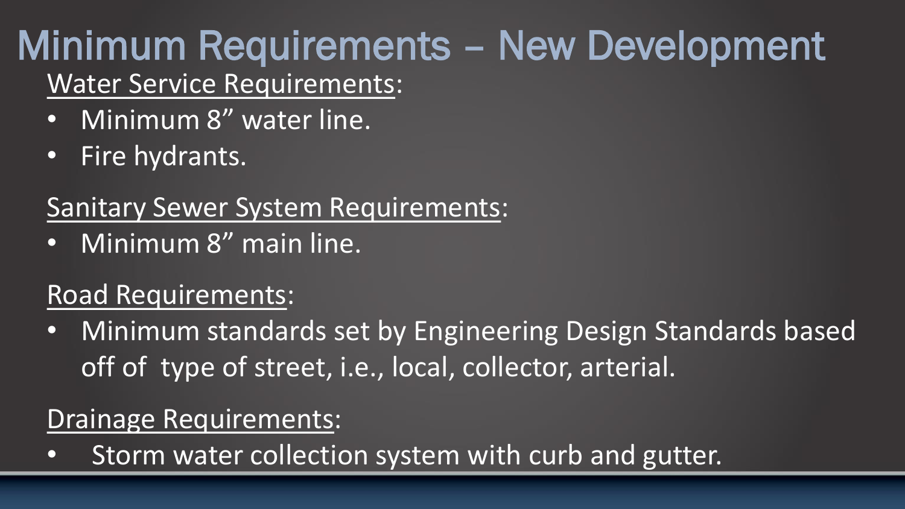# Minimum Requirements – New Development

Water Service Requirements:

- Minimum 8” water line.
- Fire hydrants.

Sanitary Sewer System Requirements:

- Minimum 8” main line.

Road Requirements:

- Minimum standards set by Engineering Design Standards based off of type of street, i.e., local, collector, arterial.

Drainage Requirements:

- Storm water collection system with curb and gutter.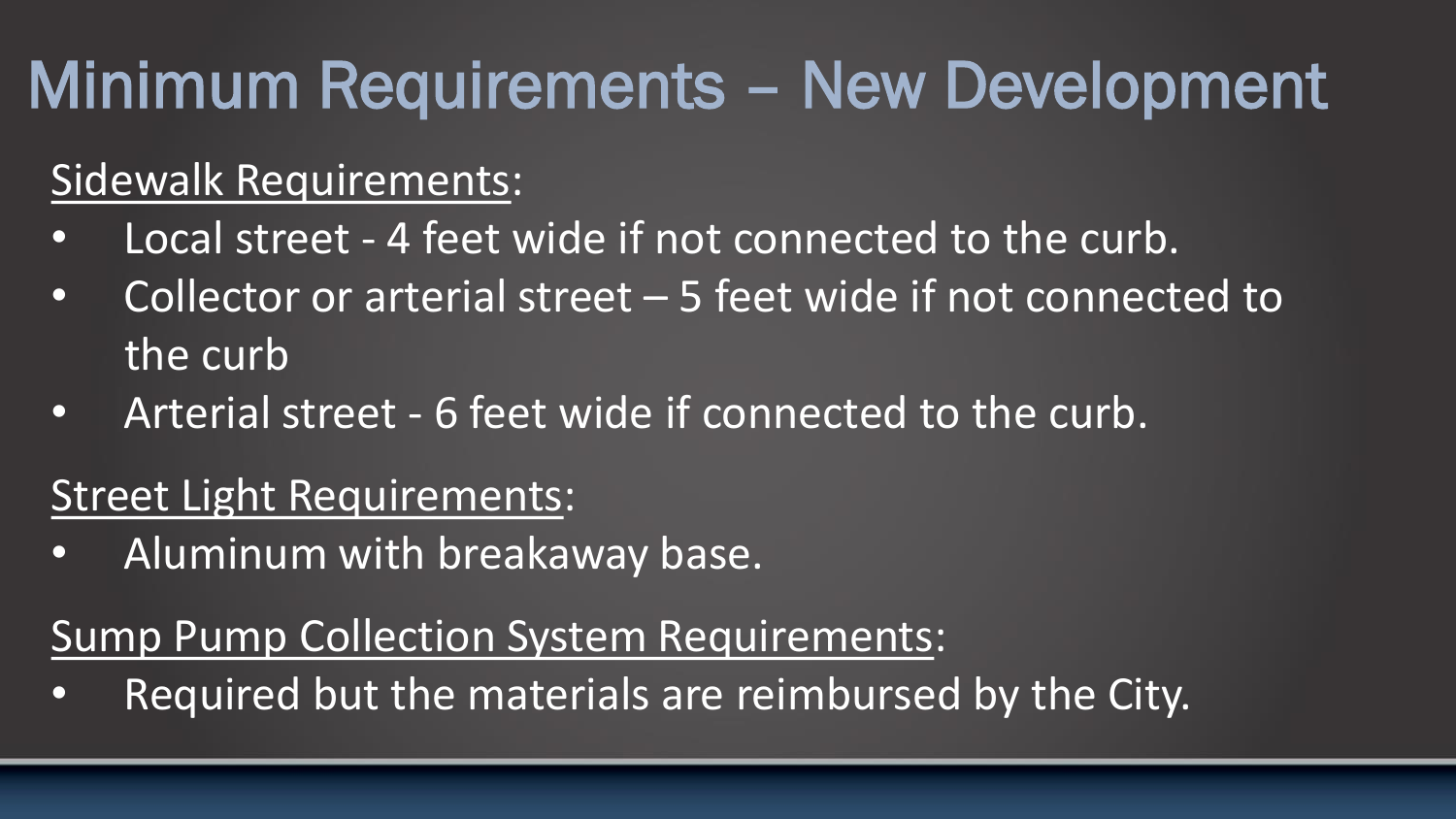# Minimum Requirements – New Development

Sidewalk Requirements:

- Local street - 4 feet wide if not connected to the curb.
- Collector or arterial street – 5 feet wide if not connected to the curb
- Arterial street - 6 feet wide if connected to the curb.

Street Light Requirements:

- Aluminum with breakaway base.

Sump Pump Collection System Requirements:

- Required but the materials are reimbursed by the City.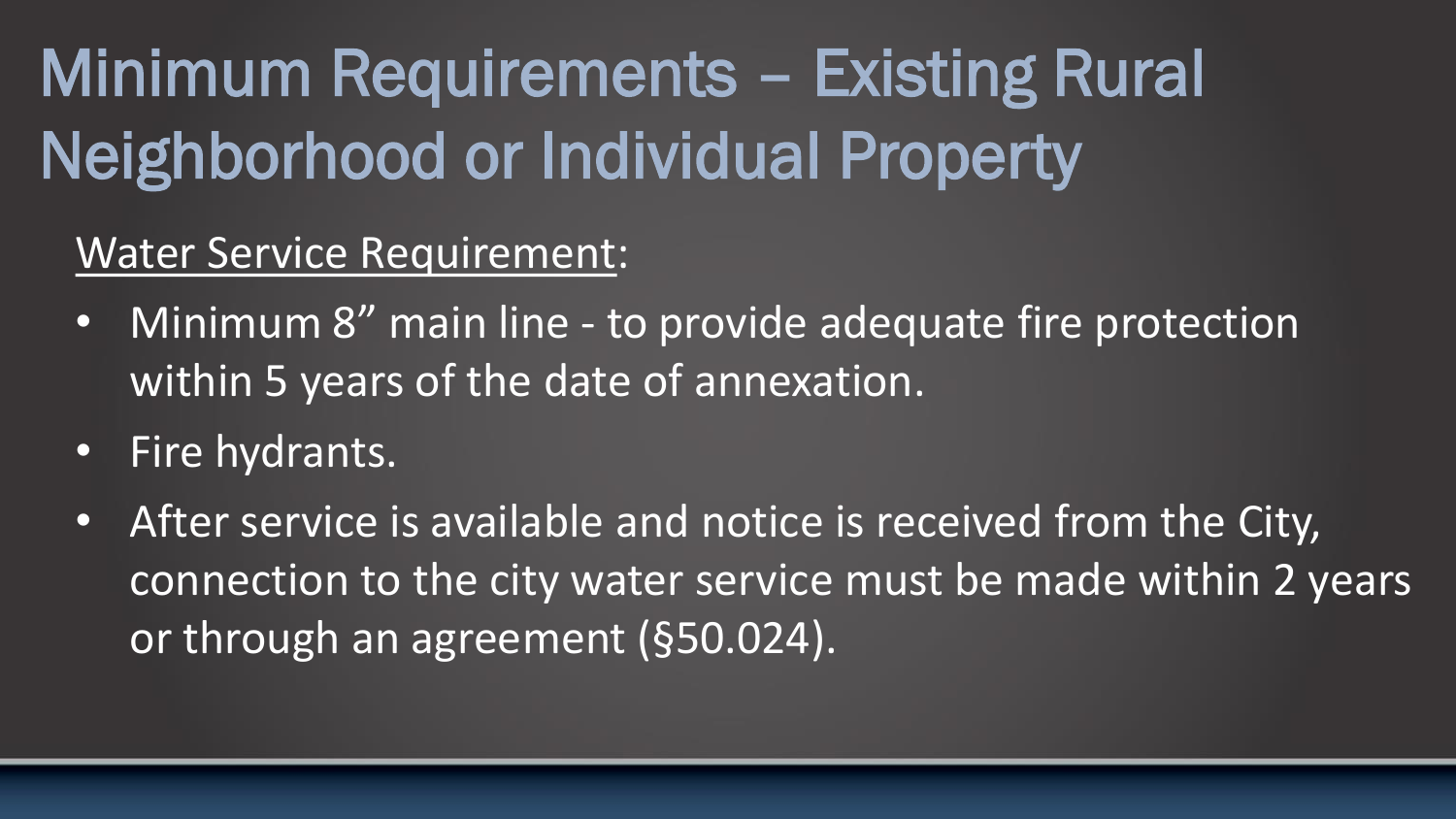# Minimum Requirements – Existing Rural Neighborhood or Individual Property

<u>Water Service Requirement</u>:

- Minimum 8" main line - to provide adequate fire protection within 5 years of the date of annexation.
- Fire hydrants.
- After service is available and notice is received from the City, connection to the city water service must be made within 2 years or through an agreement (§50.024).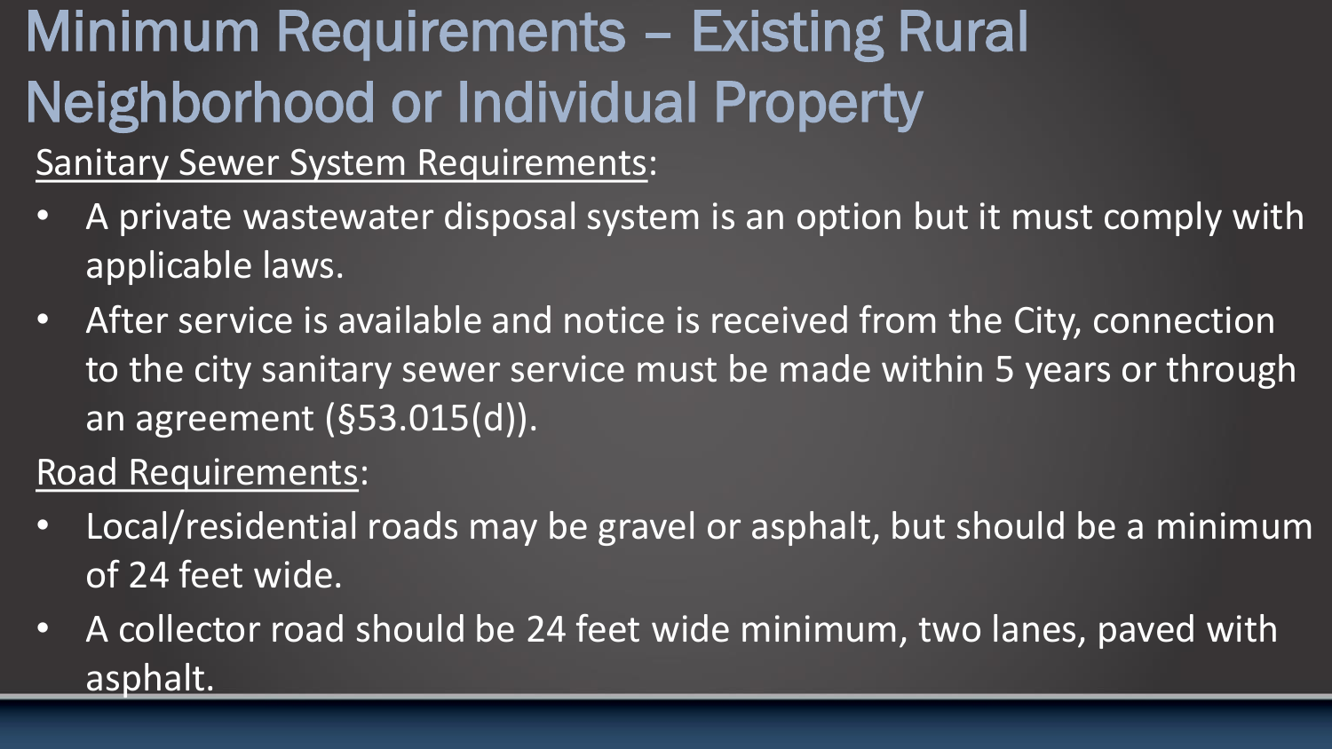# Minimum Requirements – Existing Rural Neighborhood or Individual Property

Sanitary Sewer System Requirements:

- A private wastewater disposal system is an option but it must comply with applicable laws.
- After service is available and notice is received from the City, connection to the city sanitary sewer service must be made within 5 years or through an agreement (§53.015(d)).

Road Requirements:

- Local/residential roads may be gravel or asphalt, but should be a minimum of 24 feet wide.
- A collector road should be 24 feet wide minimum, two lanes, paved with asphalt.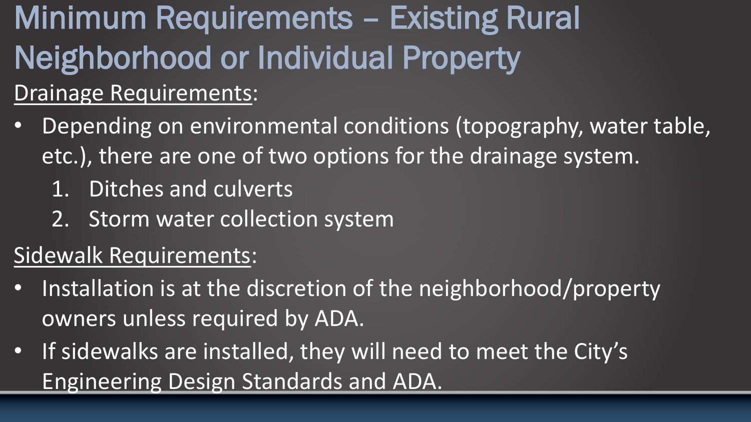# Minimum Requirements – Existing Rural Neighborhood or Individual Property

Drainage Requirements:

- Depending on environmental conditions (topography, water table, etc.), there are one of two options for the drainage system.
  1. Ditches and culverts
  2. Storm water collection system

Sidewalk Requirements:

- Installation is at the discretion of the neighborhood/property owners unless required by ADA.
- If sidewalks are installed, they will need to meet the City's Engineering Design Standards and ADA.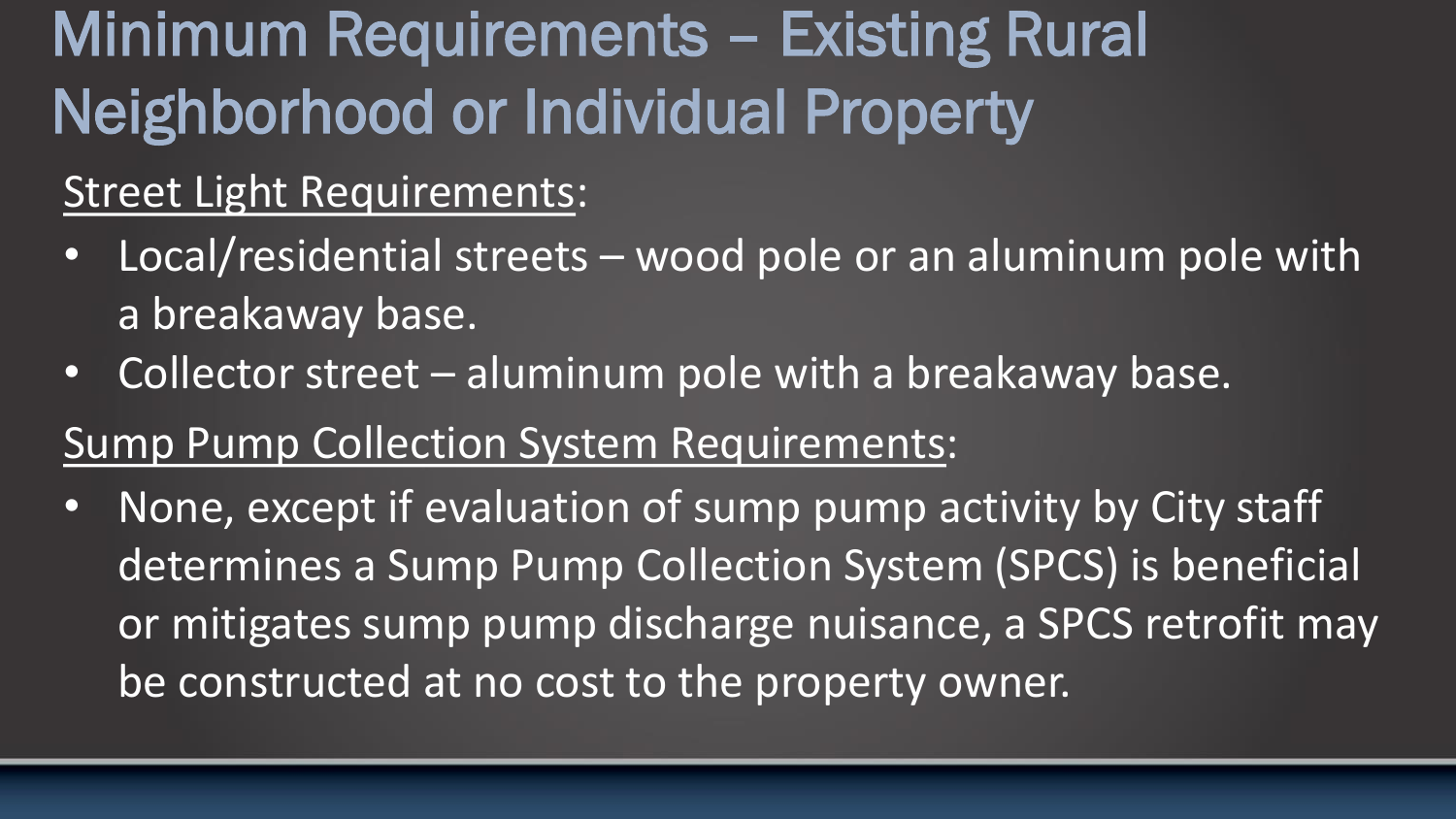# Minimum Requirements – Existing Rural Neighborhood or Individual Property

<u>Street Light Requirements</u>:

- Local/residential streets – wood pole or an aluminum pole with a breakaway base.
- Collector street – aluminum pole with a breakaway base.

<u>Sump Pump Collection System Requirements</u>:

- None, except if evaluation of sump pump activity by City staff determines a Sump Pump Collection System (SPCS) is beneficial or mitigates sump pump discharge nuisance, a SPCS retrofit may be constructed at no cost to the property owner.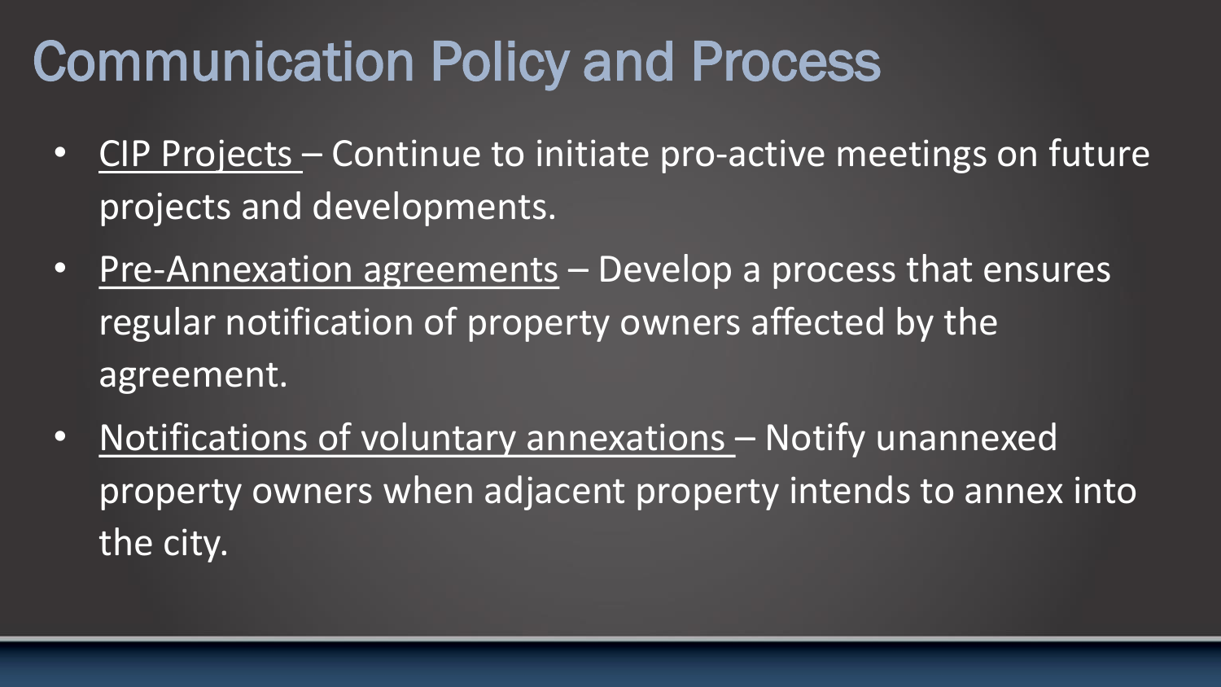# Communication Policy and Process

- CIP Projects – Continue to initiate pro-active meetings on future projects and developments.
- Pre-Annexation agreements – Develop a process that ensures regular notification of property owners affected by the agreement.
- Notifications of voluntary annexations – Notify unannexed property owners when adjacent property intends to annex into the city.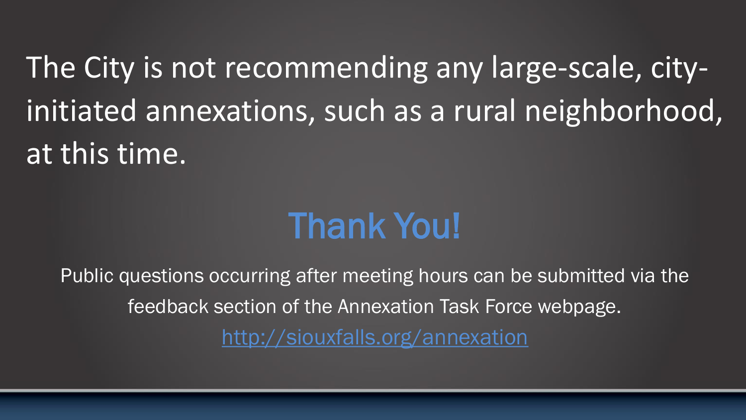The City is not recommending any large-scale, city-initiated annexations, such as a rural neighborhood, at this time.

## Thank You!

Public questions occurring after meeting hours can be submitted via the feedback section of the Annexation Task Force webpage.

[http://siouxfalls.org/annexation](http://siouxfalls.org/annexation)